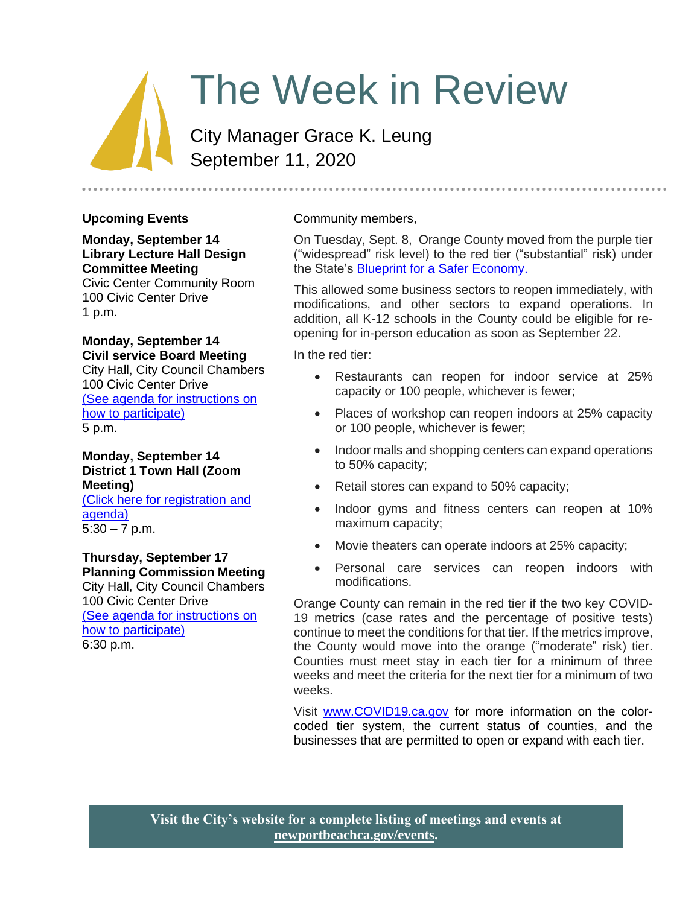# The Week in Review

City Manager Grace K. Leung
September 11, 2020

## Upcoming Events

**Monday, September 14**
**Library Lecture Hall Design Committee Meeting**
Civic Center Community Room
100 Civic Center Drive
1 p.m.

**Monday, September 14**
**Civil service Board Meeting**
City Hall, City Council Chambers
100 Civic Center Drive
(See agenda for instructions on how to participate)
5 p.m.

**Monday, September 14**
**District 1 Town Hall (Zoom Meeting)**
(Click here for registration and agenda)
5:30 – 7 p.m.

**Thursday, September 17**
**Planning Commission Meeting**
City Hall, City Council Chambers
100 Civic Center Drive
(See agenda for instructions on how to participate)
6:30 p.m.

Community members,

On Tuesday, Sept. 8, Orange County moved from the purple tier ("widespread" risk level) to the red tier ("substantial" risk) under the State's Blueprint for a Safer Economy.

This allowed some business sectors to reopen immediately, with modifications, and other sectors to expand operations. In addition, all K-12 schools in the County could be eligible for re-opening for in-person education as soon as September 22.

In the red tier:

- Restaurants can reopen for indoor service at 25% capacity or 100 people, whichever is fewer;
- Places of workshop can reopen indoors at 25% capacity or 100 people, whichever is fewer;
- Indoor malls and shopping centers can expand operations to 50% capacity;
- Retail stores can expand to 50% capacity;
- Indoor gyms and fitness centers can reopen at 10% maximum capacity;
- Movie theaters can operate indoors at 25% capacity;
- Personal care services can reopen indoors with modifications.

Orange County can remain in the red tier if the two key COVID-19 metrics (case rates and the percentage of positive tests) continue to meet the conditions for that tier. If the metrics improve, the County would move into the orange ("moderate" risk) tier. Counties must meet stay in each tier for a minimum of three weeks and meet the criteria for the next tier for a minimum of two weeks.

Visit www.COVID19.ca.gov for more information on the color-coded tier system, the current status of counties, and the businesses that are permitted to open or expand with each tier.

**Visit the City's website for a complete listing of meetings and events at newportbeachca.gov/events.**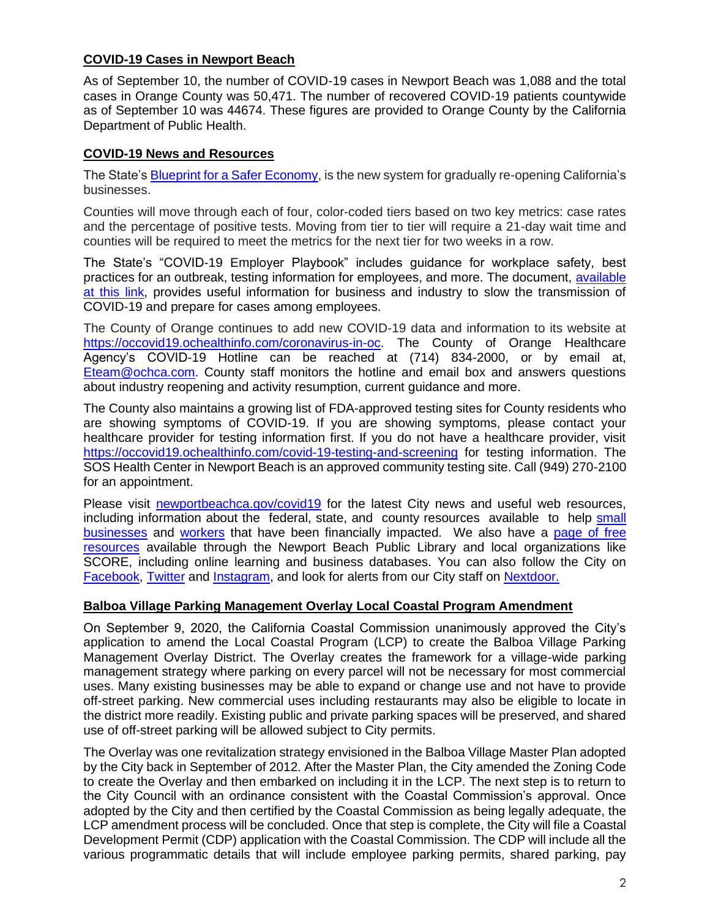## COVID-19 Cases in Newport Beach

As of September 10, the number of COVID-19 cases in Newport Beach was 1,088 and the total cases in Orange County was 50,471. The number of recovered COVID-19 patients countywide as of September 10 was 44674. These figures are provided to Orange County by the California Department of Public Health.

## COVID-19 News and Resources

The State's Blueprint for a Safer Economy, is the new system for gradually re-opening California's businesses.

Counties will move through each of four, color-coded tiers based on two key metrics: case rates and the percentage of positive tests. Moving from tier to tier will require a 21-day wait time and counties will be required to meet the metrics for the next tier for two weeks in a row.

The State's "COVID-19 Employer Playbook" includes guidance for workplace safety, best practices for an outbreak, testing information for employees, and more. The document, available at this link, provides useful information for business and industry to slow the transmission of COVID-19 and prepare for cases among employees.

The County of Orange continues to add new COVID-19 data and information to its website at https://occovid19.ochealthinfo.com/coronavirus-in-oc. The County of Orange Healthcare Agency's COVID-19 Hotline can be reached at (714) 834-2000, or by email at, Eteam@ochca.com. County staff monitors the hotline and email box and answers questions about industry reopening and activity resumption, current guidance and more.

The County also maintains a growing list of FDA-approved testing sites for County residents who are showing symptoms of COVID-19. If you are showing symptoms, please contact your healthcare provider for testing information first. If you do not have a healthcare provider, visit https://occovid19.ochealthinfo.com/covid-19-testing-and-screening for testing information. The SOS Health Center in Newport Beach is an approved community testing site. Call (949) 270-2100 for an appointment.

Please visit newportbeachca.gov/covid19 for the latest City news and useful web resources, including information about the federal, state, and county resources available to help small businesses and workers that have been financially impacted. We also have a page of free resources available through the Newport Beach Public Library and local organizations like SCORE, including online learning and business databases. You can also follow the City on Facebook, Twitter and Instagram, and look for alerts from our City staff on Nextdoor.

## Balboa Village Parking Management Overlay Local Coastal Program Amendment

On September 9, 2020, the California Coastal Commission unanimously approved the City's application to amend the Local Coastal Program (LCP) to create the Balboa Village Parking Management Overlay District. The Overlay creates the framework for a village-wide parking management strategy where parking on every parcel will not be necessary for most commercial uses. Many existing businesses may be able to expand or change use and not have to provide off-street parking. New commercial uses including restaurants may also be eligible to locate in the district more readily. Existing public and private parking spaces will be preserved, and shared use of off-street parking will be allowed subject to City permits.

The Overlay was one revitalization strategy envisioned in the Balboa Village Master Plan adopted by the City back in September of 2012. After the Master Plan, the City amended the Zoning Code to create the Overlay and then embarked on including it in the LCP. The next step is to return to the City Council with an ordinance consistent with the Coastal Commission's approval. Once adopted by the City and then certified by the Coastal Commission as being legally adequate, the LCP amendment process will be concluded. Once that step is complete, the City will file a Coastal Development Permit (CDP) application with the Coastal Commission. The CDP will include all the various programmatic details that will include employee parking permits, shared parking, pay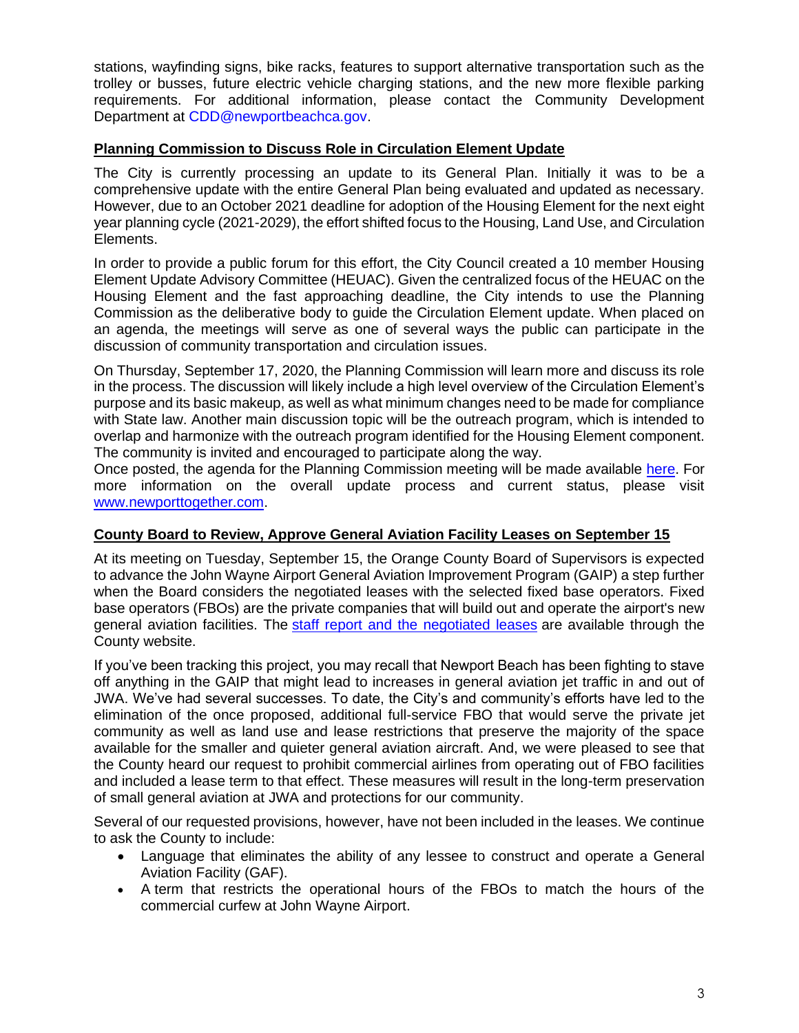stations, wayfinding signs, bike racks, features to support alternative transportation such as the trolley or busses, future electric vehicle charging stations, and the new more flexible parking requirements. For additional information, please contact the Community Development Department at CDD@newportbeachca.gov.

## Planning Commission to Discuss Role in Circulation Element Update

The City is currently processing an update to its General Plan. Initially it was to be a comprehensive update with the entire General Plan being evaluated and updated as necessary. However, due to an October 2021 deadline for adoption of the Housing Element for the next eight year planning cycle (2021-2029), the effort shifted focus to the Housing, Land Use, and Circulation Elements.

In order to provide a public forum for this effort, the City Council created a 10 member Housing Element Update Advisory Committee (HEUAC). Given the centralized focus of the HEUAC on the Housing Element and the fast approaching deadline, the City intends to use the Planning Commission as the deliberative body to guide the Circulation Element update. When placed on an agenda, the meetings will serve as one of several ways the public can participate in the discussion of community transportation and circulation issues.

On Thursday, September 17, 2020, the Planning Commission will learn more and discuss its role in the process. The discussion will likely include a high level overview of the Circulation Element's purpose and its basic makeup, as well as what minimum changes need to be made for compliance with State law. Another main discussion topic will be the outreach program, which is intended to overlap and harmonize with the outreach program identified for the Housing Element component. The community is invited and encouraged to participate along the way.
Once posted, the agenda for the Planning Commission meeting will be made available here. For more information on the overall update process and current status, please visit www.newporttogether.com.

## County Board to Review, Approve General Aviation Facility Leases on September 15

At its meeting on Tuesday, September 15, the Orange County Board of Supervisors is expected to advance the John Wayne Airport General Aviation Improvement Program (GAIP) a step further when the Board considers the negotiated leases with the selected fixed base operators. Fixed base operators (FBOs) are the private companies that will build out and operate the airport's new general aviation facilities. The staff report and the negotiated leases are available through the County website.

If you've been tracking this project, you may recall that Newport Beach has been fighting to stave off anything in the GAIP that might lead to increases in general aviation jet traffic in and out of JWA. We've had several successes. To date, the City's and community's efforts have led to the elimination of the once proposed, additional full-service FBO that would serve the private jet community as well as land use and lease restrictions that preserve the majority of the space available for the smaller and quieter general aviation aircraft. And, we were pleased to see that the County heard our request to prohibit commercial airlines from operating out of FBO facilities and included a lease term to that effect. These measures will result in the long-term preservation of small general aviation at JWA and protections for our community.

Several of our requested provisions, however, have not been included in the leases. We continue to ask the County to include:

- Language that eliminates the ability of any lessee to construct and operate a General Aviation Facility (GAF).
- A term that restricts the operational hours of the FBOs to match the hours of the commercial curfew at John Wayne Airport.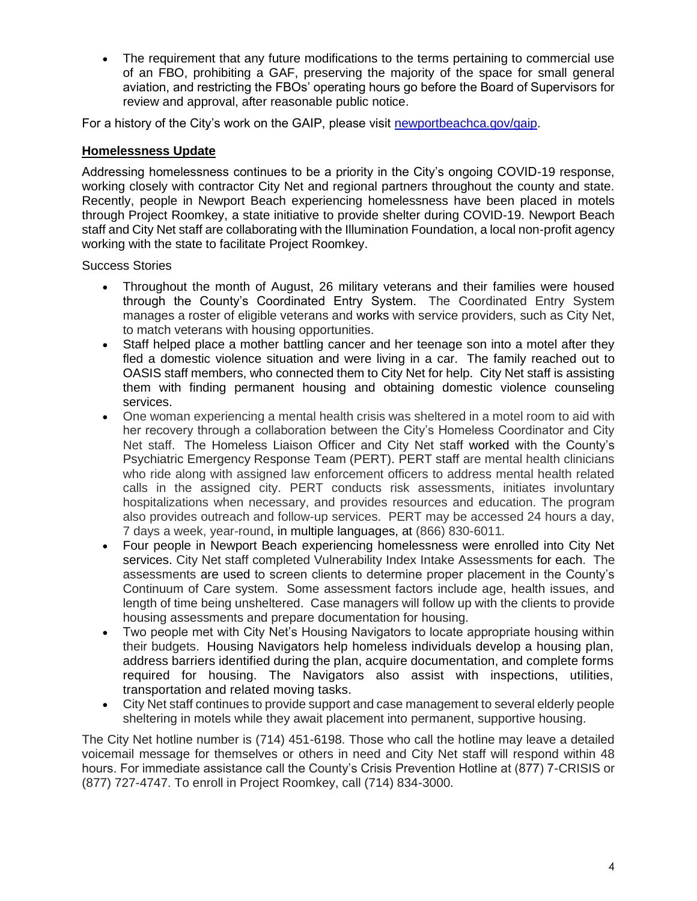- The requirement that any future modifications to the terms pertaining to commercial use of an FBO, prohibiting a GAF, preserving the majority of the space for small general aviation, and restricting the FBOs' operating hours go before the Board of Supervisors for review and approval, after reasonable public notice.

For a history of the City's work on the GAIP, please visit [newportbeachca.gov/gaip](newportbeachca.gov/gaip).

**Homelessness Update**

Addressing homelessness continues to be a priority in the City's ongoing COVID-19 response, working closely with contractor City Net and regional partners throughout the county and state. Recently, people in Newport Beach experiencing homelessness have been placed in motels through Project Roomkey, a state initiative to provide shelter during COVID-19. Newport Beach staff and City Net staff are collaborating with the Illumination Foundation, a local non-profit agency working with the state to facilitate Project Roomkey.

Success Stories

- Throughout the month of August, 26 military veterans and their families were housed through the County's Coordinated Entry System. The Coordinated Entry System manages a roster of eligible veterans and works with service providers, such as City Net, to match veterans with housing opportunities.
- Staff helped place a mother battling cancer and her teenage son into a motel after they fled a domestic violence situation and were living in a car. The family reached out to OASIS staff members, who connected them to City Net for help. City Net staff is assisting them with finding permanent housing and obtaining domestic violence counseling services.
- One woman experiencing a mental health crisis was sheltered in a motel room to aid with her recovery through a collaboration between the City's Homeless Coordinator and City Net staff. The Homeless Liaison Officer and City Net staff worked with the County's Psychiatric Emergency Response Team (PERT). PERT staff are mental health clinicians who ride along with assigned law enforcement officers to address mental health related calls in the assigned city. PERT conducts risk assessments, initiates involuntary hospitalizations when necessary, and provides resources and education. The program also provides outreach and follow-up services. PERT may be accessed 24 hours a day, 7 days a week, year-round, in multiple languages, at (866) 830-6011.
- Four people in Newport Beach experiencing homelessness were enrolled into City Net services. City Net staff completed Vulnerability Index Intake Assessments for each. The assessments are used to screen clients to determine proper placement in the County's Continuum of Care system. Some assessment factors include age, health issues, and length of time being unsheltered. Case managers will follow up with the clients to provide housing assessments and prepare documentation for housing.
- Two people met with City Net's Housing Navigators to locate appropriate housing within their budgets. Housing Navigators help homeless individuals develop a housing plan, address barriers identified during the plan, acquire documentation, and complete forms required for housing. The Navigators also assist with inspections, utilities, transportation and related moving tasks.
- City Net staff continues to provide support and case management to several elderly people sheltering in motels while they await placement into permanent, supportive housing.

The City Net hotline number is (714) 451-6198. Those who call the hotline may leave a detailed voicemail message for themselves or others in need and City Net staff will respond within 48 hours. For immediate assistance call the County's Crisis Prevention Hotline at (877) 7-CRISIS or (877) 727-4747. To enroll in Project Roomkey, call (714) 834-3000.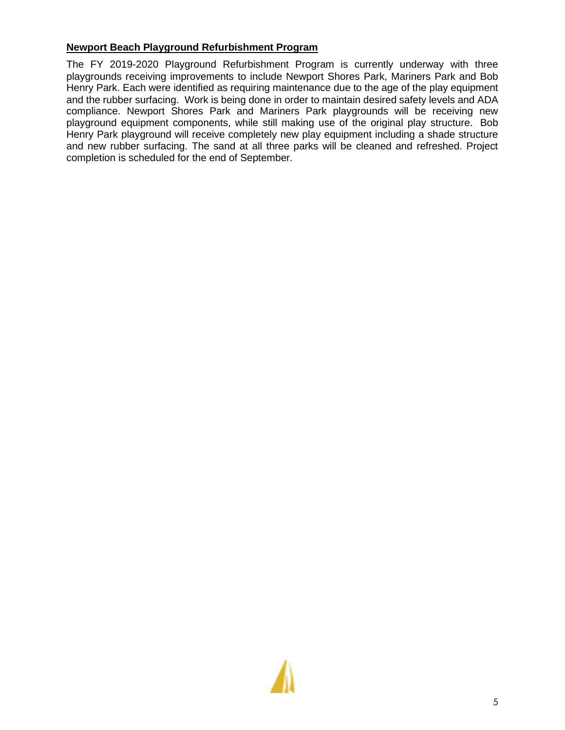**Newport Beach Playground Refurbishment Program**

The FY 2019-2020 Playground Refurbishment Program is currently underway with three playgrounds receiving improvements to include Newport Shores Park, Mariners Park and Bob Henry Park. Each were identified as requiring maintenance due to the age of the play equipment and the rubber surfacing. Work is being done in order to maintain desired safety levels and ADA compliance. Newport Shores Park and Mariners Park playgrounds will be receiving new playground equipment components, while still making use of the original play structure. Bob Henry Park playground will receive completely new play equipment including a shade structure and new rubber surfacing. The sand at all three parks will be cleaned and refreshed. Project completion is scheduled for the end of September.